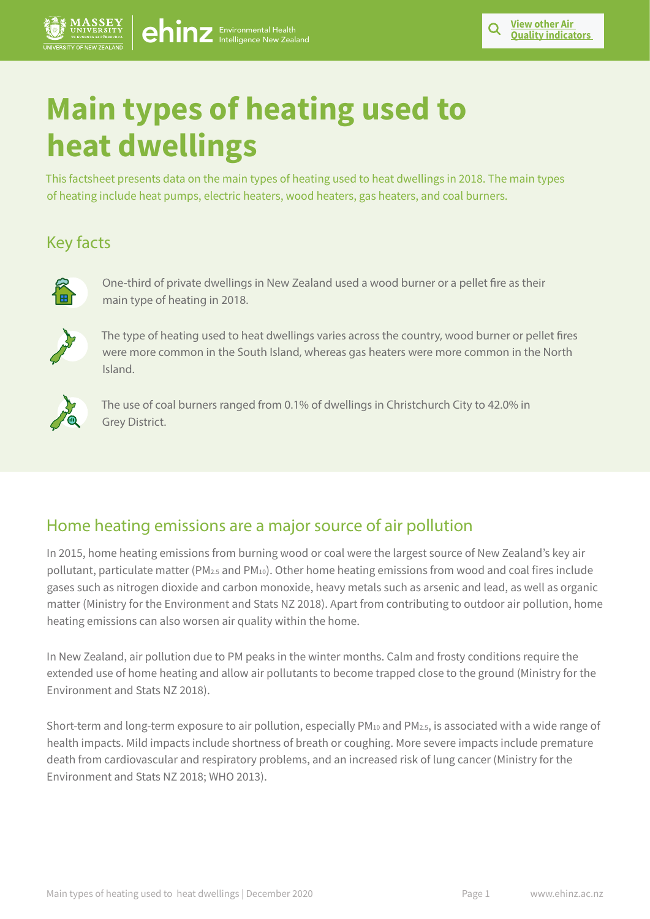# Main types of heating used to heat dwellings

This factsheet presents data on the main types of heating used to heat dwellings in 2018. The main types of heating include heat pumps, electric heaters, wood heaters, gas heaters, and coal burners.

## Key facts

One-third of private dwellings in New Zealand used a wood burner or a pellet fire as their main type of heating in 2018.

The type of heating used to heat dwellings varies across the country, wood burner or pellet fires were more common in the South Island, whereas gas heaters were more common in the North Island.

The use of coal burners ranged from 0.1% of dwellings in Christchurch City to 42.0% in Grey District.

## Home heating emissions are a major source of air pollution

In 2015, home heating emissions from burning wood or coal were the largest source of New Zealand's key air pollutant, particulate matter ($PM_{2.5}$ and $PM_{10}$). Other home heating emissions from wood and coal fires include gases such as nitrogen dioxide and carbon monoxide, heavy metals such as arsenic and lead, as well as organic matter (Ministry for the Environment and Stats NZ 2018). Apart from contributing to outdoor air pollution, home heating emissions can also worsen air quality within the home.

In New Zealand, air pollution due to PM peaks in the winter months. Calm and frosty conditions require the extended use of home heating and allow air pollutants to become trapped close to the ground (Ministry for the Environment and Stats NZ 2018).

Short-term and long-term exposure to air pollution, especially $PM_{10}$ and $PM_{2.5}$, is associated with a wide range of health impacts. Mild impacts include shortness of breath or coughing. More severe impacts include premature death from cardiovascular and respiratory problems, and an increased risk of lung cancer (Ministry for the Environment and Stats NZ 2018; WHO 2013).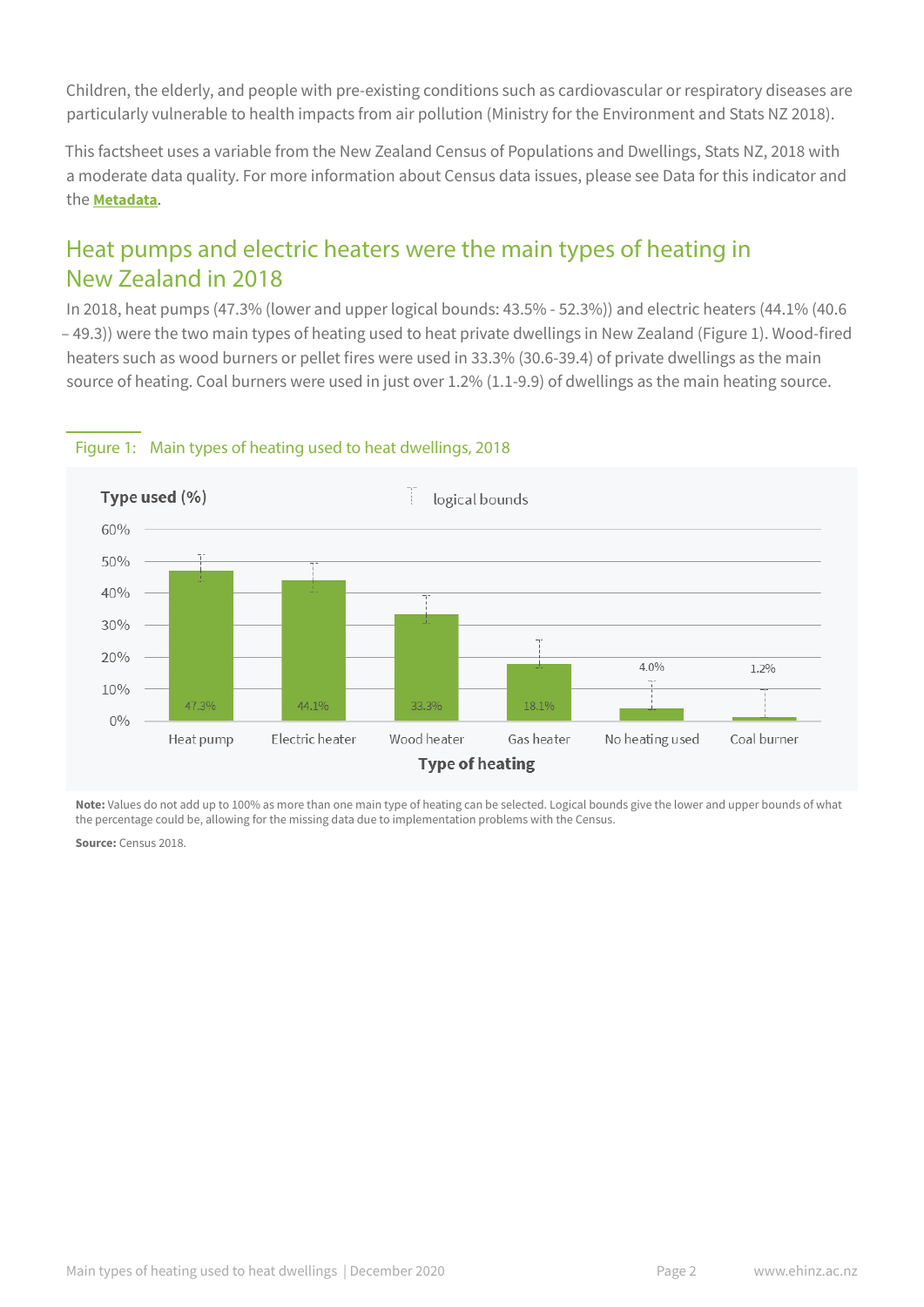Children, the elderly, and people with pre-existing conditions such as cardiovascular or respiratory diseases are particularly vulnerable to health impacts from air pollution (Ministry for the Environment and Stats NZ 2018).

This factsheet uses a variable from the New Zealand Census of Populations and Dwellings, Stats NZ, 2018 with a moderate data quality. For more information about Census data issues, please see Data for this indicator and the **Metadata**.

## Heat pumps and electric heaters were the main types of heating in New Zealand in 2018

In 2018, heat pumps (47.3% (lower and upper logical bounds: 43.5% - 52.3%)) and electric heaters (44.1% (40.6 – 49.3)) were the two main types of heating used to heat private dwellings in New Zealand (Figure 1). Wood-fired heaters such as wood burners or pellet fires were used in 33.3% (30.6-39.4) of private dwellings as the main source of heating. Coal burners were used in just over 1.2% (1.1-9.9) of dwellings as the main heating source.

Figure 1: Main types of heating used to heat dwellings, 2018

| Type of heating | Type used (%) |
|---|---|
| Heat pump | 47.3% |
| Electric heater | 44.1% |
| Wood heater | 33.3% |
| Gas heater | 18.1% |
| No heating used | 4.0% |
| Coal burner | 1.2% |

**Note:** Values do not add up to 100% as more than one main type of heating can be selected. Logical bounds give the lower and upper bounds of what the percentage could be, allowing for the missing data due to implementation problems with the Census.

**Source:** Census 2018.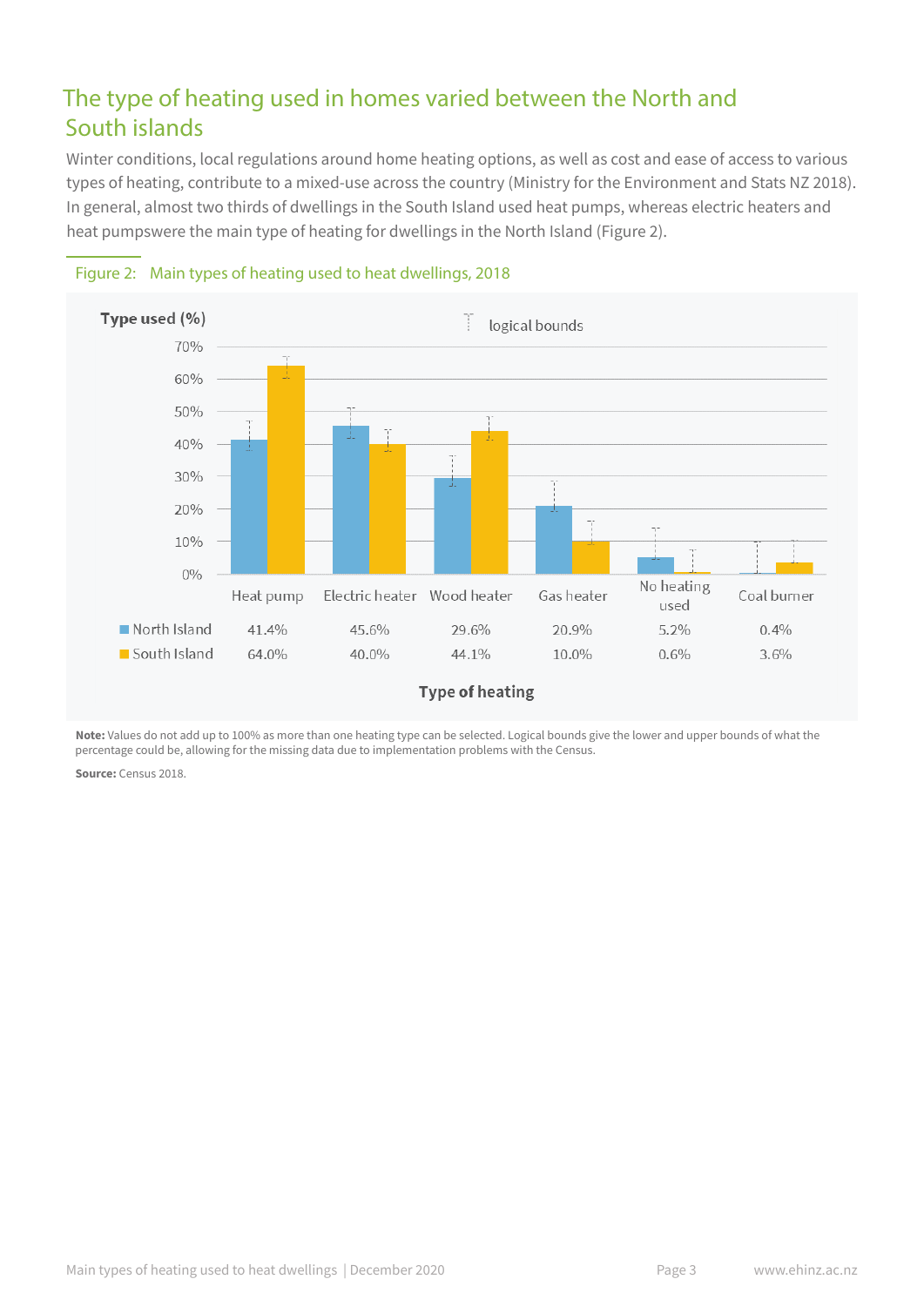## The type of heating used in homes varied between the North and South islands

Winter conditions, local regulations around home heating options, as well as cost and ease of access to various types of heating, contribute to a mixed-use across the country (Ministry for the Environment and Stats NZ 2018). In general, almost two thirds of dwellings in the South Island used heat pumps, whereas electric heaters and heat pumpswere the main type of heating for dwellings in the North Island (Figure 2).

Figure 2: Main types of heating used to heat dwellings, 2018

| Type of heating | Heat pump | Electric heater | Wood heater | Gas heater | No heating used | Coal burner |
|---|---|---|---|---|---|---|
| North Island | 41.4% | 45.6% | 29.6% | 20.9% | 5.2% | 0.4% |
| South Island | 64.0% | 40.0% | 44.1% | 10.0% | 0.6% | 3.6% |

**Note:** Values do not add up to 100% as more than one heating type can be selected. Logical bounds give the lower and upper bounds of what the percentage could be, allowing for the missing data due to implementation problems with the Census.

**Source:** Census 2018.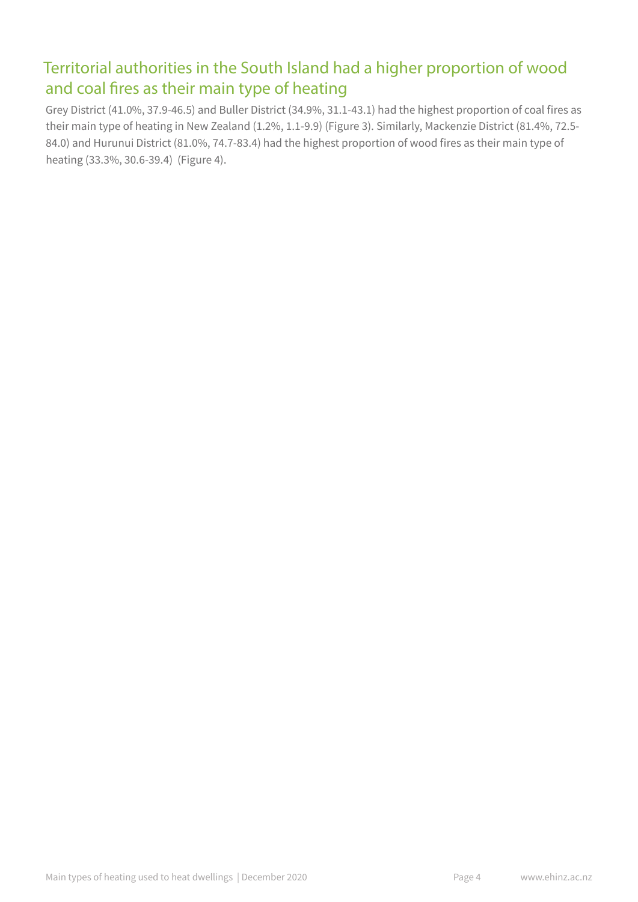## Territorial authorities in the South Island had a higher proportion of wood and coal fires as their main type of heating

Grey District (41.0%, 37.9-46.5) and Buller District (34.9%, 31.1-43.1) had the highest proportion of coal fires as their main type of heating in New Zealand (1.2%, 1.1-9.9) (Figure 3). Similarly, Mackenzie District (81.4%, 72.5-84.0) and Hurunui District (81.0%, 74.7-83.4) had the highest proportion of wood fires as their main type of heating (33.3%, 30.6-39.4) (Figure 4).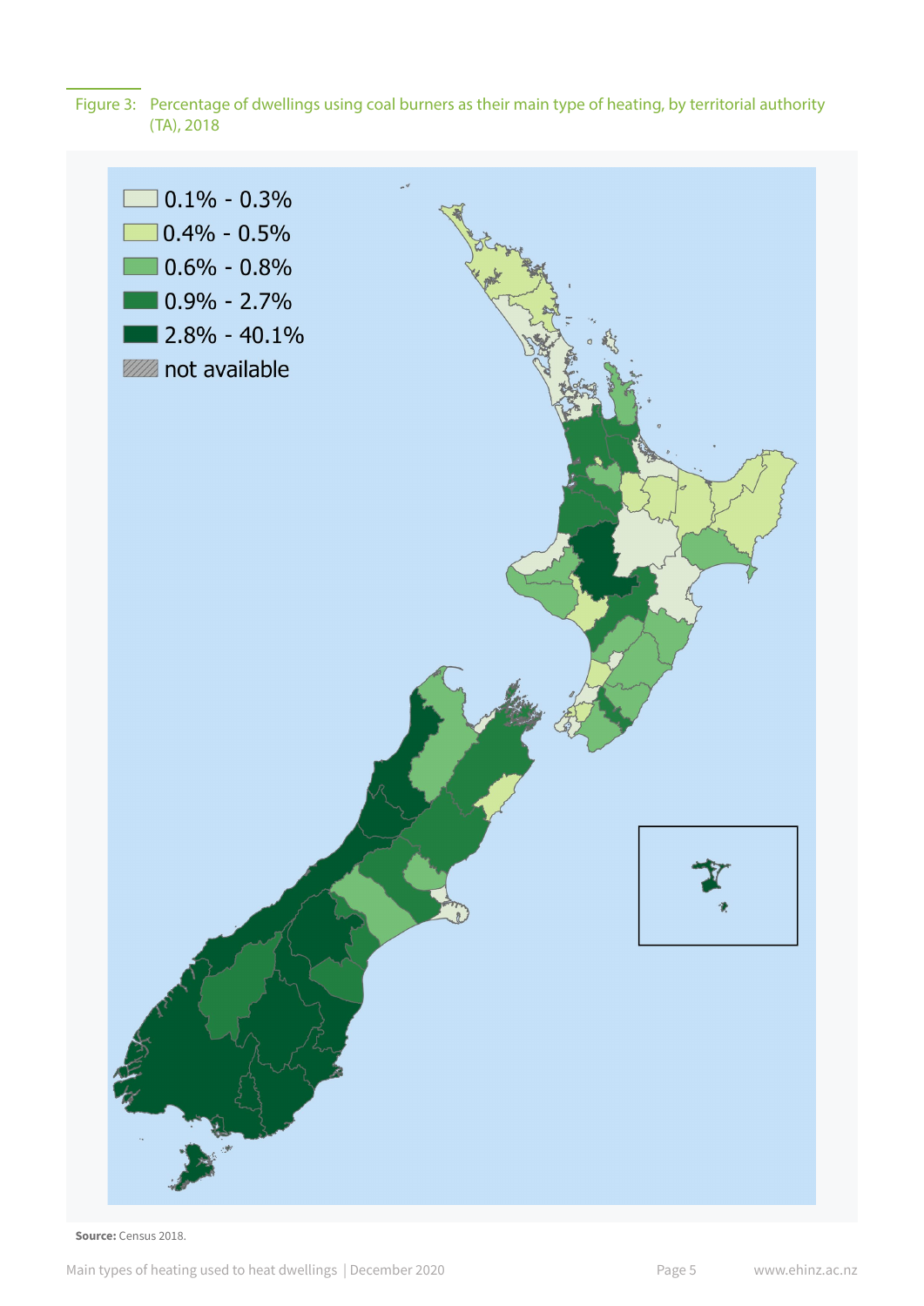Figure 3: Percentage of dwellings using coal burners as their main type of heating, by territorial authority (TA), 2018

0.1% - 0.3%
0.4% - 0.5%
0.6% - 0.8%
0.9% - 2.7%
2.8% - 40.1%
not available

**Source:** Census 2018.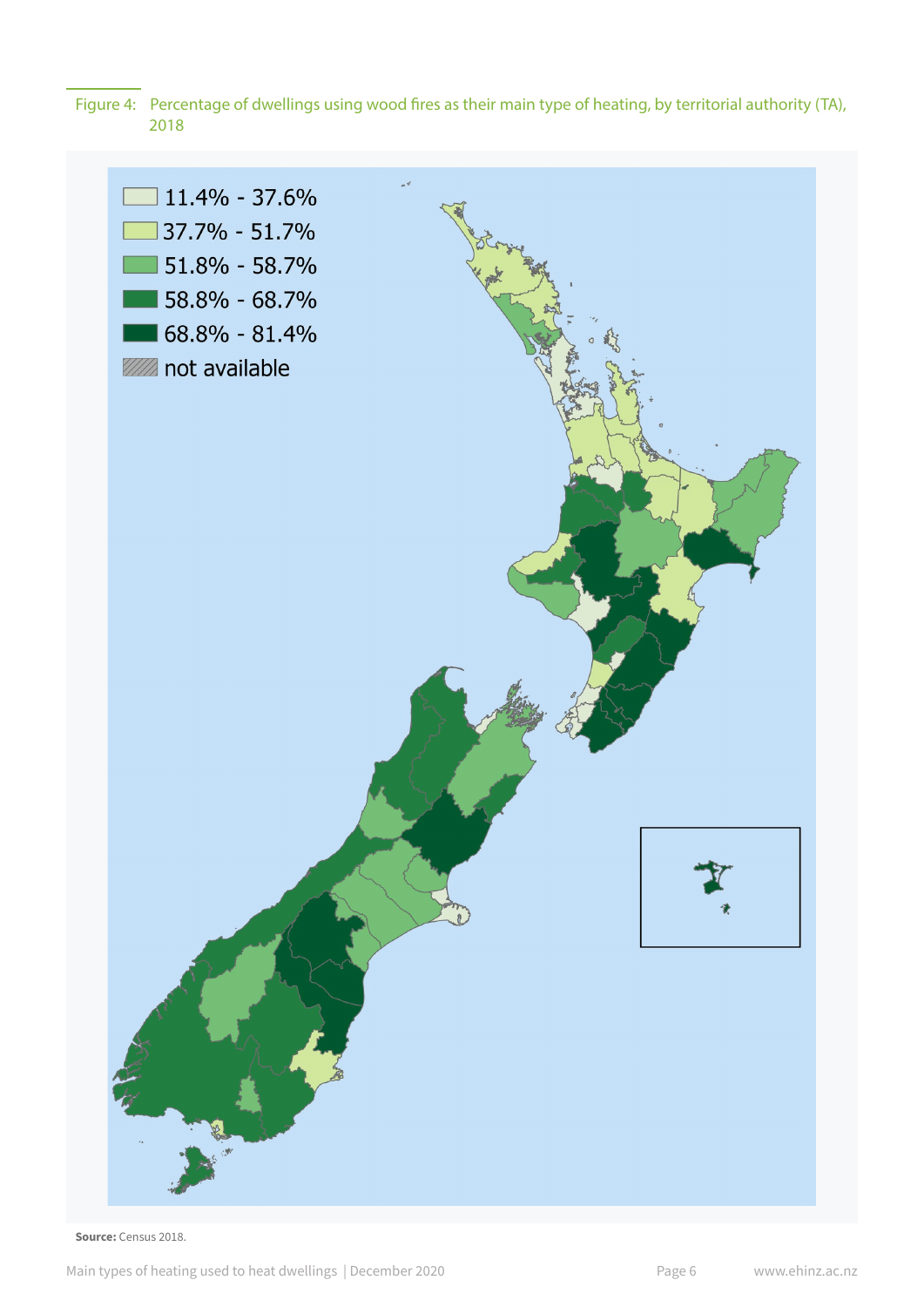Figure 4: Percentage of dwellings using wood fires as their main type of heating, by territorial authority (TA), 2018

**Source:** Census 2018.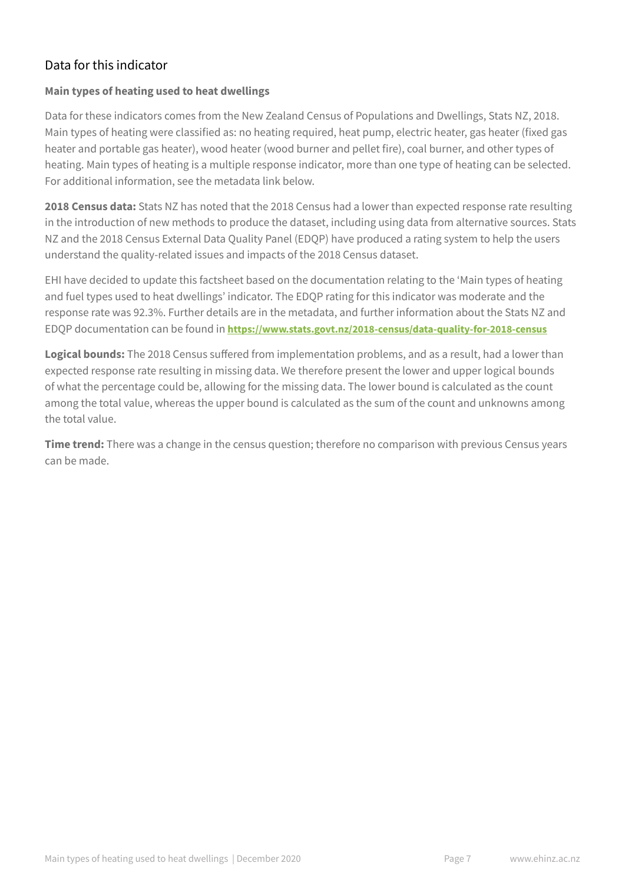## Data for this indicator

### Main types of heating used to heat dwellings

Data for these indicators comes from the New Zealand Census of Populations and Dwellings, Stats NZ, 2018. Main types of heating were classified as: no heating required, heat pump, electric heater, gas heater (fixed gas heater and portable gas heater), wood heater (wood burner and pellet fire), coal burner, and other types of heating. Main types of heating is a multiple response indicator, more than one type of heating can be selected. For additional information, see the metadata link below.

**2018 Census data:** Stats NZ has noted that the 2018 Census had a lower than expected response rate resulting in the introduction of new methods to produce the dataset, including using data from alternative sources. Stats NZ and the 2018 Census External Data Quality Panel (EDQP) have produced a rating system to help the users understand the quality-related issues and impacts of the 2018 Census dataset.

EHI have decided to update this factsheet based on the documentation relating to the 'Main types of heating and fuel types used to heat dwellings' indicator. The EDQP rating for this indicator was moderate and the response rate was 92.3%. Further details are in the metadata, and further information about the Stats NZ and EDQP documentation can be found in **https://www.stats.govt.nz/2018-census/data-quality-for-2018-census**

**Logical bounds:** The 2018 Census suffered from implementation problems, and as a result, had a lower than expected response rate resulting in missing data. We therefore present the lower and upper logical bounds of what the percentage could be, allowing for the missing data. The lower bound is calculated as the count among the total value, whereas the upper bound is calculated as the sum of the count and unknowns among the total value.

**Time trend:** There was a change in the census question; therefore no comparison with previous Census years can be made.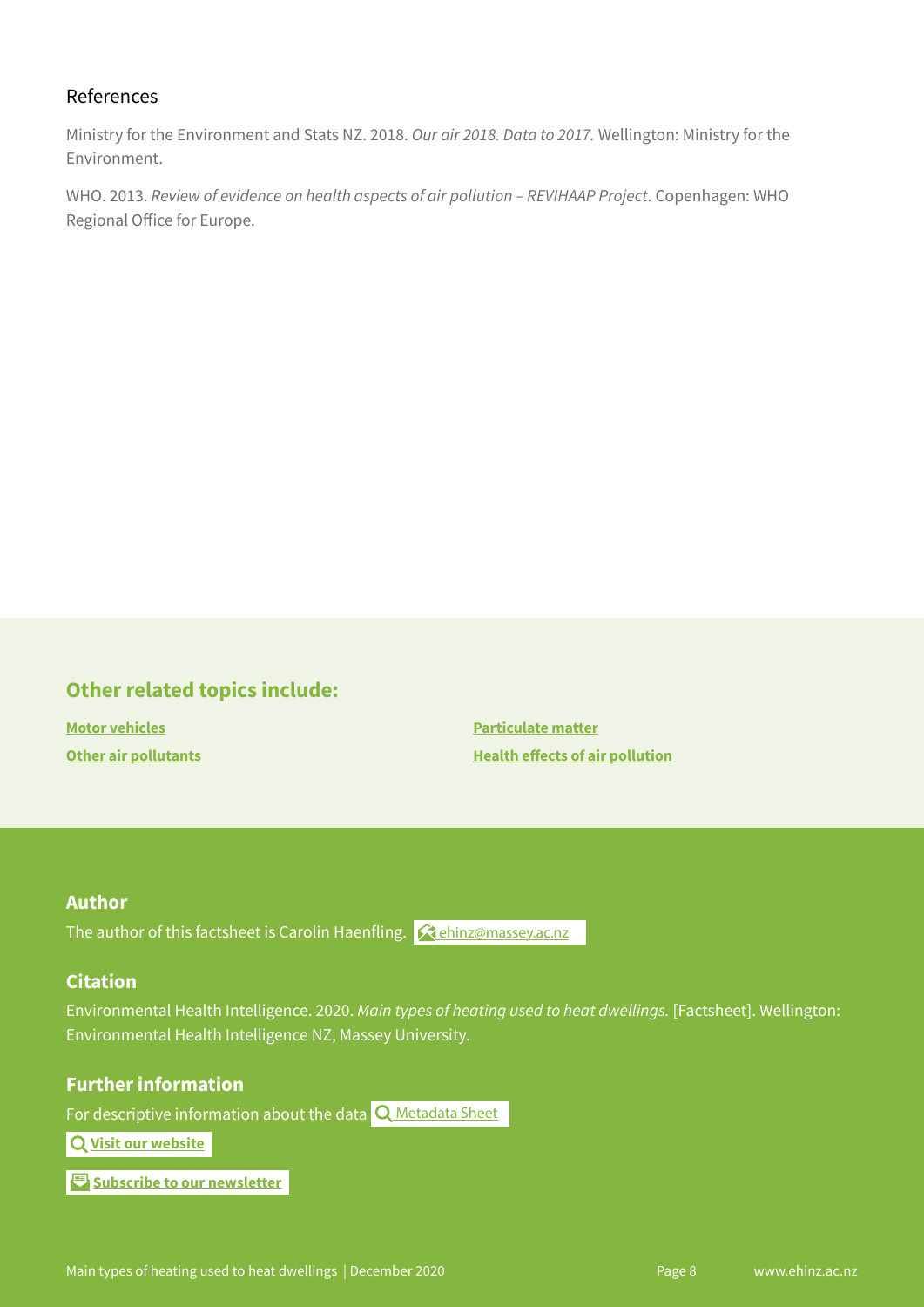## References

Ministry for the Environment and Stats NZ. 2018. *Our air 2018. Data to 2017.* Wellington: Ministry for the Environment.

WHO. 2013. *Review of evidence on health aspects of air pollution – REVIHAAP Project*. Copenhagen: WHO Regional Office for Europe.

## Other related topics include:

**Motor vehicles**

**Other air pollutants**

**Particulate matter**

**Health effects of air pollution**

### Author

The author of this factsheet is Carolin Haenfling. ehinz@massey.ac.nz

### Citation

Environmental Health Intelligence. 2020. *Main types of heating used to heat dwellings.* [Factsheet]. Wellington: Environmental Health Intelligence NZ, Massey University.

### Further information

For descriptive information about the data Metadata Sheet

**Visit our website**

**Subscribe to our newsletter**